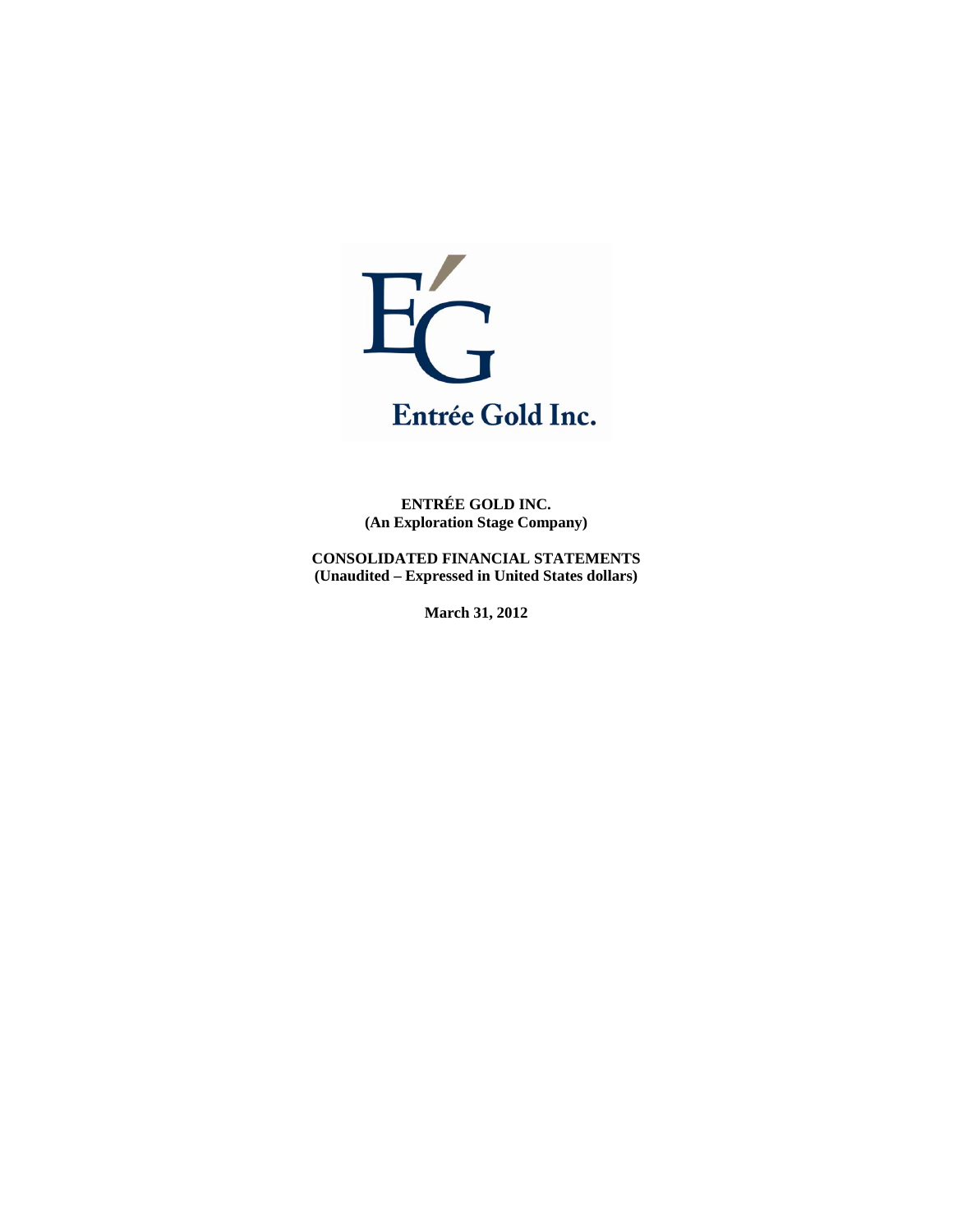Entrée Gold Inc.

**ENTRÉE GOLD INC.**
**(An Exploration Stage Company)**

**CONSOLIDATED FINANCIAL STATEMENTS**
**(Unaudited – Expressed in United States dollars)**

**March 31, 2012**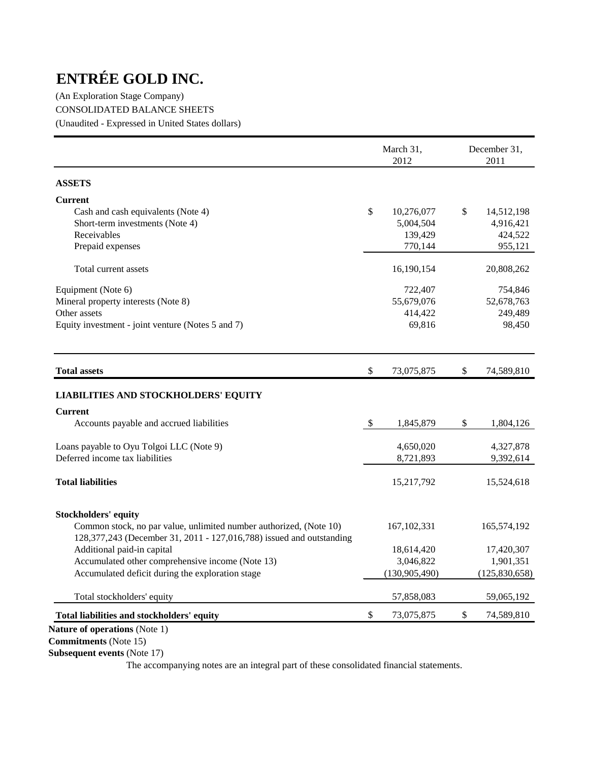# ENTRÉE GOLD INC.

(An Exploration Stage Company)

CONSOLIDATED BALANCE SHEETS

(Unaudited - Expressed in United States dollars)

| | March 31, 2012 | December 31, 2011 |
|---|---|---|
| **ASSETS** | | |
| **Current** | | |
| Cash and cash equivalents (Note 4) | $ 10,276,077 | $ 14,512,198 |
| Short-term investments (Note 4) | 5,004,504 | 4,916,421 |
| Receivables | 139,429 | 424,522 |
| Prepaid expenses | 770,144 | 955,121 |
| Total current assets | 16,190,154 | 20,808,262 |
| Equipment (Note 6) | 722,407 | 754,846 |
| Mineral property interests (Note 8) | 55,679,076 | 52,678,763 |
| Other assets | 414,422 | 249,489 |
| Equity investment - joint venture (Notes 5 and 7) | 69,816 | 98,450 |
| **Total assets** | $ 73,075,875 | $ 74,589,810 |
| **LIABILITIES AND STOCKHOLDERS' EQUITY** | | |
| **Current** | | |
| Accounts payable and accrued liabilities | $ 1,845,879 | $ 1,804,126 |
| Loans payable to Oyu Tolgoi LLC (Note 9) | 4,650,020 | 4,327,878 |
| Deferred income tax liabilities | 8,721,893 | 9,392,614 |
| **Total liabilities** | 15,217,792 | 15,524,618 |
| **Stockholders' equity** | | |
| Common stock, no par value, unlimited number authorized, (Note 10) 128,377,243 (December 31, 2011 - 127,016,788) issued and outstanding | 167,102,331 | 165,574,192 |
| Additional paid-in capital | 18,614,420 | 17,420,307 |
| Accumulated other comprehensive income (Note 13) | 3,046,822 | 1,901,351 |
| Accumulated deficit during the exploration stage | (130,905,490) | (125,830,658) |
| Total stockholders' equity | 57,858,083 | 59,065,192 |
| **Total liabilities and stockholders' equity** | $ 73,075,875 | $ 74,589,810 |

**Nature of operations** (Note 1)

**Commitments** (Note 15)

**Subsequent events** (Note 17)

The accompanying notes are an integral part of these consolidated financial statements.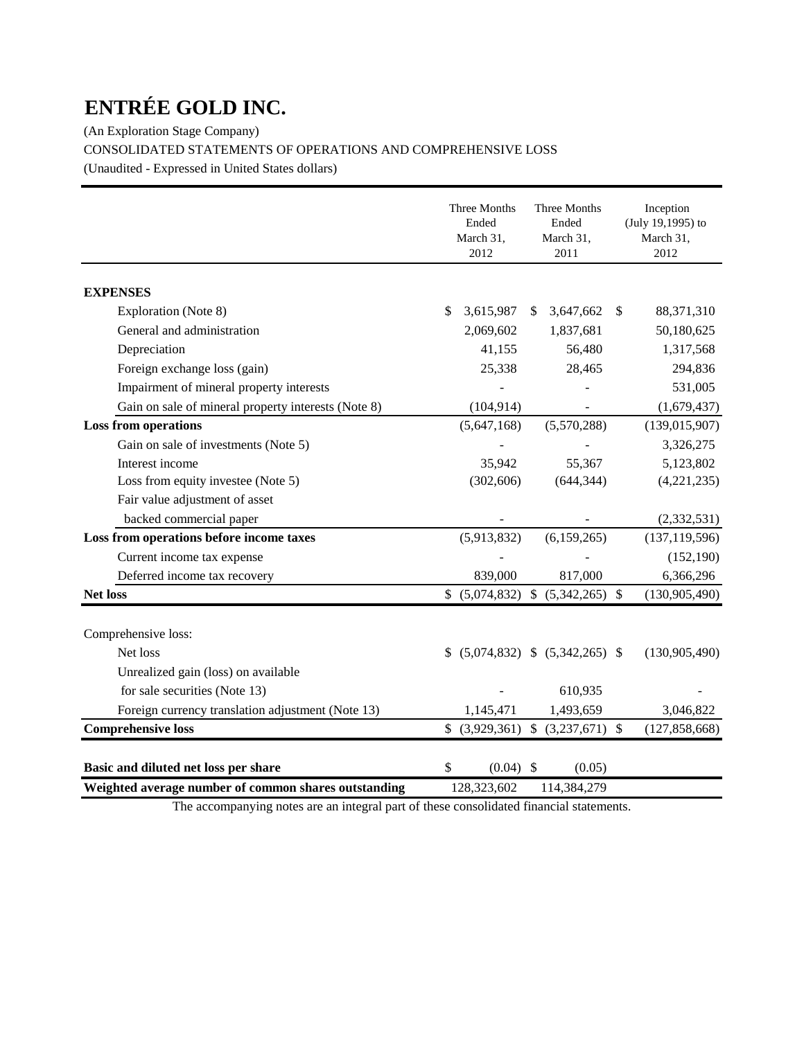# ENTRÉE GOLD INC.

(An Exploration Stage Company)

CONSOLIDATED STATEMENTS OF OPERATIONS AND COMPREHENSIVE LOSS

(Unaudited - Expressed in United States dollars)

| | Three Months Ended March 31, 2012 | Three Months Ended March 31, 2011 | Inception (July 19,1995) to March 31, 2012 |
|---|---|---|---|
| **EXPENSES** | | | |
| Exploration (Note 8) | $ 3,615,987 | $ 3,647,662 | $ 88,371,310 |
| General and administration | 2,069,602 | 1,837,681 | 50,180,625 |
| Depreciation | 41,155 | 56,480 | 1,317,568 |
| Foreign exchange loss (gain) | 25,338 | 28,465 | 294,836 |
| Impairment of mineral property interests | - | - | 531,005 |
| Gain on sale of mineral property interests (Note 8) | (104,914) | - | (1,679,437) |
| **Loss from operations** | (5,647,168) | (5,570,288) | (139,015,907) |
| Gain on sale of investments (Note 5) | - | - | 3,326,275 |
| Interest income | 35,942 | 55,367 | 5,123,802 |
| Loss from equity investee (Note 5) | (302,606) | (644,344) | (4,221,235) |
| Fair value adjustment of asset backed commercial paper | - | - | (2,332,531) |
| **Loss from operations before income taxes** | (5,913,832) | (6,159,265) | (137,119,596) |
| Current income tax expense | - | - | (152,190) |
| Deferred income tax recovery | 839,000 | 817,000 | 6,366,296 |
| **Net loss** | $ (5,074,832) | $ (5,342,265) | $ (130,905,490) |
| Comprehensive loss: | | | |
| Net loss | $ (5,074,832) | $ (5,342,265) | $ (130,905,490) |
| Unrealized gain (loss) on available for sale securities (Note 13) | - | 610,935 | - |
| Foreign currency translation adjustment (Note 13) | 1,145,471 | 1,493,659 | 3,046,822 |
| **Comprehensive loss** | $ (3,929,361) | $ (3,237,671) | $ (127,858,668) |
| **Basic and diluted net loss per share** | $ (0.04) | $ (0.05) | |
| **Weighted average number of common shares outstanding** | 128,323,602 | 114,384,279 | |

The accompanying notes are an integral part of these consolidated financial statements.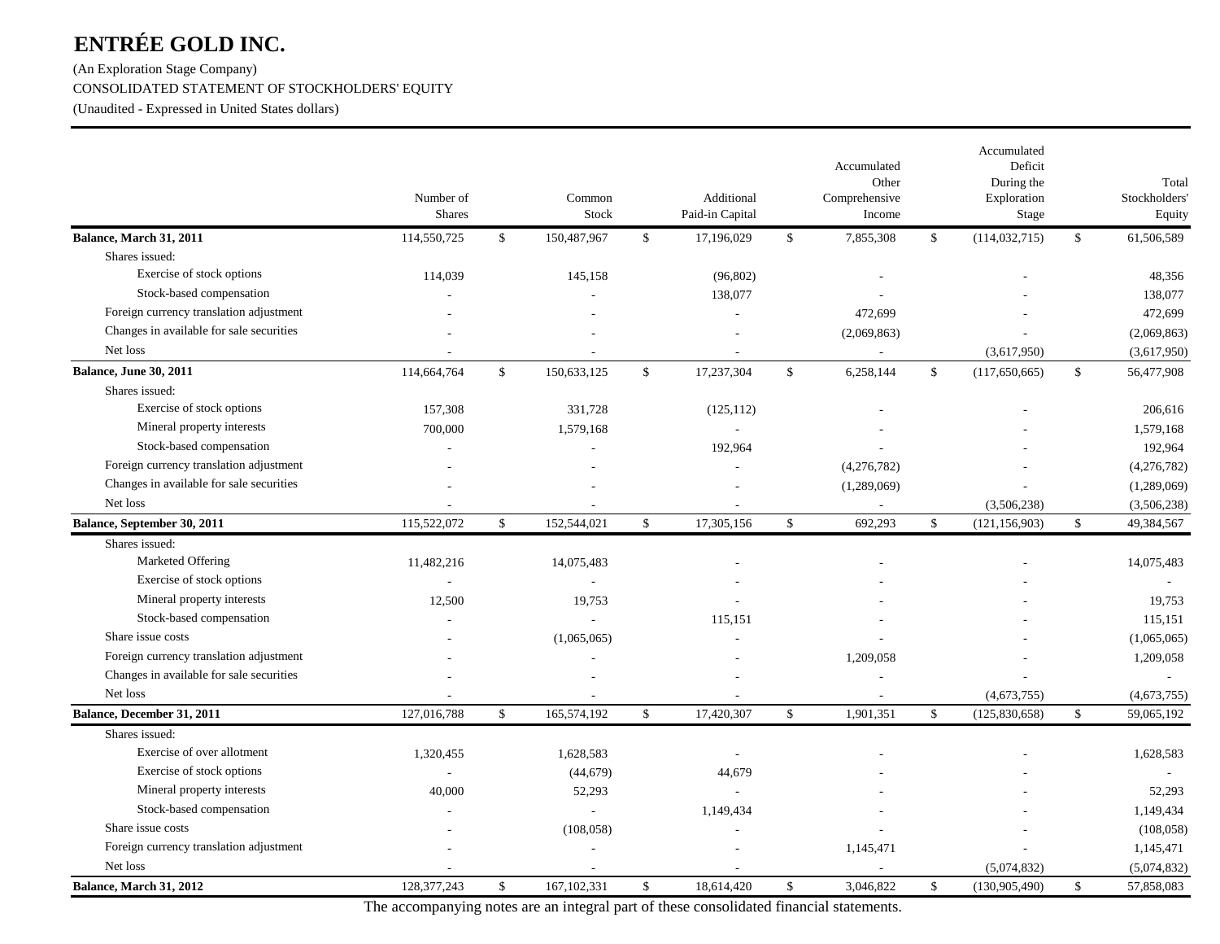# ENTRÉE GOLD INC.

(An Exploration Stage Company)

CONSOLIDATED STATEMENT OF STOCKHOLDERS' EQUITY

(Unaudited - Expressed in United States dollars)

| | Number of Shares | Common Stock | Additional Paid-in Capital | Accumulated Other Comprehensive Income | Accumulated Deficit During the Exploration Stage | Total Stockholders' Equity |
|---|---|---|---|---|---|---|
| **Balance, March 31, 2011** | 114,550,725 | $ 150,487,967 | $ 17,196,029 | $ 7,855,308 | $ (114,032,715) | $ 61,506,589 |
| Shares issued: | | | | | | |
| Exercise of stock options | 114,039 | 145,158 | (96,802) | - | - | 48,356 |
| Stock-based compensation | - | - | 138,077 | - | - | 138,077 |
| Foreign currency translation adjustment | - | - | - | 472,699 | - | 472,699 |
| Changes in available for sale securities | - | - | - | (2,069,863) | - | (2,069,863) |
| Net loss | - | - | - | - | (3,617,950) | (3,617,950) |
| **Balance, June 30, 2011** | 114,664,764 | $ 150,633,125 | $ 17,237,304 | $ 6,258,144 | $ (117,650,665) | $ 56,477,908 |
| Shares issued: | | | | | | |
| Exercise of stock options | 157,308 | 331,728 | (125,112) | - | - | 206,616 |
| Mineral property interests | 700,000 | 1,579,168 | - | - | - | 1,579,168 |
| Stock-based compensation | - | - | 192,964 | - | - | 192,964 |
| Foreign currency translation adjustment | - | - | - | (4,276,782) | - | (4,276,782) |
| Changes in available for sale securities | - | - | - | (1,289,069) | - | (1,289,069) |
| Net loss | - | - | - | - | (3,506,238) | (3,506,238) |
| **Balance, September 30, 2011** | 115,522,072 | $ 152,544,021 | $ 17,305,156 | $ 692,293 | $ (121,156,903) | $ 49,384,567 |
| Shares issued: | | | | | | |
| Marketed Offering | 11,482,216 | 14,075,483 | - | - | - | 14,075,483 |
| Exercise of stock options | - | - | - | - | - | - |
| Mineral property interests | 12,500 | 19,753 | - | - | - | 19,753 |
| Stock-based compensation | - | - | 115,151 | - | - | 115,151 |
| Share issue costs | - | (1,065,065) | - | - | - | (1,065,065) |
| Foreign currency translation adjustment | - | - | - | 1,209,058 | - | 1,209,058 |
| Changes in available for sale securities | - | - | - | - | - | - |
| Net loss | - | - | - | - | (4,673,755) | (4,673,755) |
| **Balance, December 31, 2011** | 127,016,788 | $ 165,574,192 | $ 17,420,307 | $ 1,901,351 | $ (125,830,658) | $ 59,065,192 |
| Shares issued: | | | | | | |
| Exercise of over allotment | 1,320,455 | 1,628,583 | - | - | - | 1,628,583 |
| Exercise of stock options | - | (44,679) | 44,679 | - | - | - |
| Mineral property interests | 40,000 | 52,293 | - | - | - | 52,293 |
| Stock-based compensation | - | - | 1,149,434 | - | - | 1,149,434 |
| Share issue costs | - | (108,058) | - | - | - | (108,058) |
| Foreign currency translation adjustment | - | - | - | 1,145,471 | - | 1,145,471 |
| Net loss | - | - | - | - | (5,074,832) | (5,074,832) |
| **Balance, March 31, 2012** | 128,377,243 | $ 167,102,331 | $ 18,614,420 | $ 3,046,822 | $ (130,905,490) | $ 57,858,083 |

The accompanying notes are an integral part of these consolidated financial statements.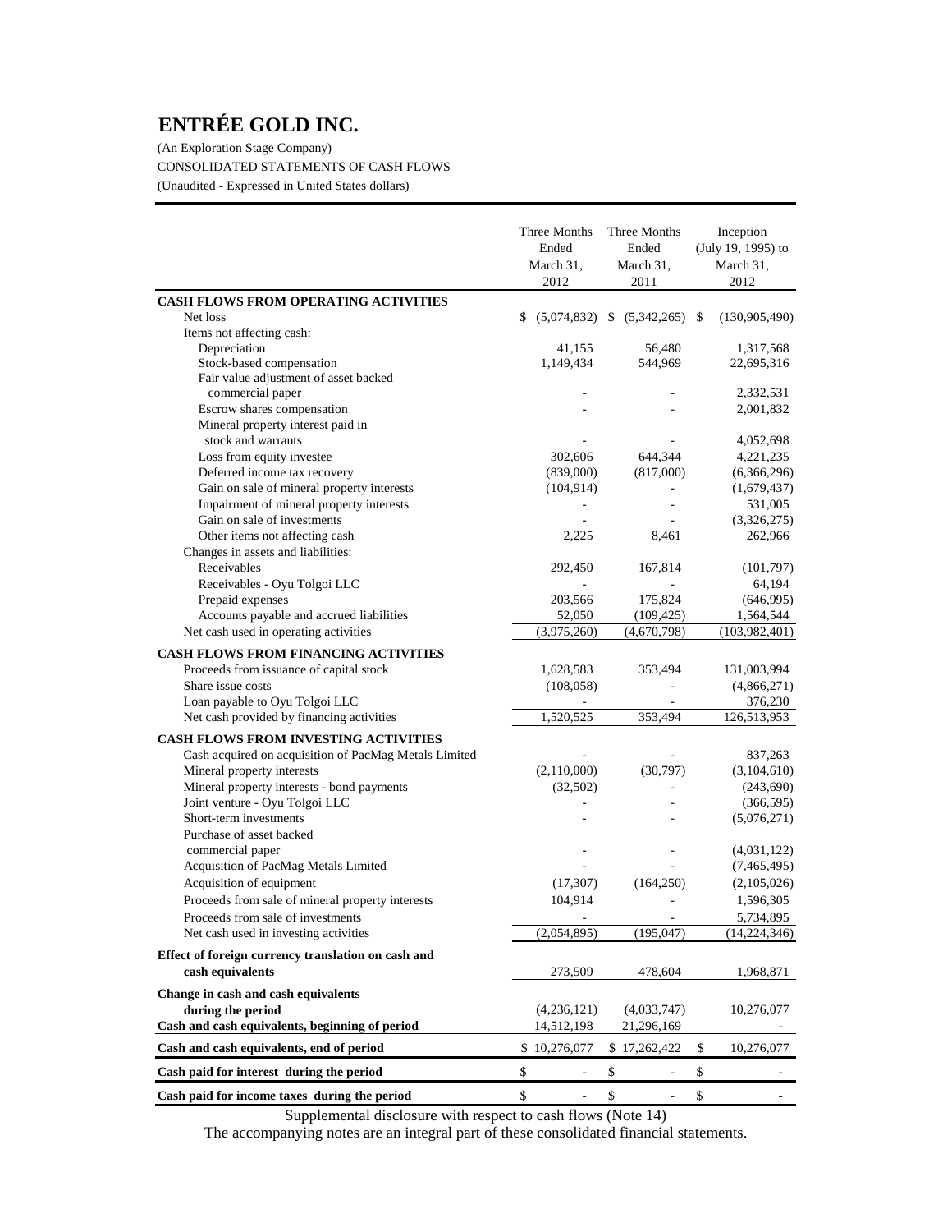# ENTRÉE GOLD INC.

(An Exploration Stage Company)

CONSOLIDATED STATEMENTS OF CASH FLOWS

(Unaudited - Expressed in United States dollars)

| | Three Months Ended March 31, 2012 | Three Months Ended March 31, 2011 | Inception (July 19, 1995) to March 31, 2012 |
|---|---|---|---|
| **CASH FLOWS FROM OPERATING ACTIVITIES** | | | |
| Net loss | $ (5,074,832) | $ (5,342,265) | $ (130,905,490) |
| Items not affecting cash: | | | |
| Depreciation | 41,155 | 56,480 | 1,317,568 |
| Stock-based compensation | 1,149,434 | 544,969 | 22,695,316 |
| Fair value adjustment of asset backed commercial paper | - | - | 2,332,531 |
| Escrow shares compensation | - | - | 2,001,832 |
| Mineral property interest paid in stock and warrants | - | - | 4,052,698 |
| Loss from equity investee | 302,606 | 644,344 | 4,221,235 |
| Deferred income tax recovery | (839,000) | (817,000) | (6,366,296) |
| Gain on sale of mineral property interests | (104,914) | - | (1,679,437) |
| Impairment of mineral property interests | - | - | 531,005 |
| Gain on sale of investments | - | - | (3,326,275) |
| Other items not affecting cash | 2,225 | 8,461 | 262,966 |
| Changes in assets and liabilities: | | | |
| Receivables | 292,450 | 167,814 | (101,797) |
| Receivables - Oyu Tolgoi LLC | - | - | 64,194 |
| Prepaid expenses | 203,566 | 175,824 | (646,995) |
| Accounts payable and accrued liabilities | 52,050 | (109,425) | 1,564,544 |
| Net cash used in operating activities | (3,975,260) | (4,670,798) | (103,982,401) |
| **CASH FLOWS FROM FINANCING ACTIVITIES** | | | |
| Proceeds from issuance of capital stock | 1,628,583 | 353,494 | 131,003,994 |
| Share issue costs | (108,058) | - | (4,866,271) |
| Loan payable to Oyu Tolgoi LLC | - | - | 376,230 |
| Net cash provided by financing activities | 1,520,525 | 353,494 | 126,513,953 |
| **CASH FLOWS FROM INVESTING ACTIVITIES** | | | |
| Cash acquired on acquisition of PacMag Metals Limited | - | - | 837,263 |
| Mineral property interests | (2,110,000) | (30,797) | (3,104,610) |
| Mineral property interests - bond payments | (32,502) | - | (243,690) |
| Joint venture - Oyu Tolgoi LLC | - | - | (366,595) |
| Short-term investments | - | - | (5,076,271) |
| Purchase of asset backed commercial paper | - | - | (4,031,122) |
| Acquisition of PacMag Metals Limited | - | - | (7,465,495) |
| Acquisition of equipment | (17,307) | (164,250) | (2,105,026) |
| Proceeds from sale of mineral property interests | 104,914 | - | 1,596,305 |
| Proceeds from sale of investments | - | - | 5,734,895 |
| Net cash used in investing activities | (2,054,895) | (195,047) | (14,224,346) |
| **Effect of foreign currency translation on cash and cash equivalents** | 273,509 | 478,604 | 1,968,871 |
| **Change in cash and cash equivalents during the period** | (4,236,121) | (4,033,747) | 10,276,077 |
| **Cash and cash equivalents, beginning of period** | 14,512,198 | 21,296,169 | - |
| **Cash and cash equivalents, end of period** | $ 10,276,077 | $ 17,262,422 | $ 10,276,077 |
| **Cash paid for interest during the period** | $ - | $ - | $ - |
| **Cash paid for income taxes during the period** | $ - | $ - | $ - |

Supplemental disclosure with respect to cash flows (Note 14)

The accompanying notes are an integral part of these consolidated financial statements.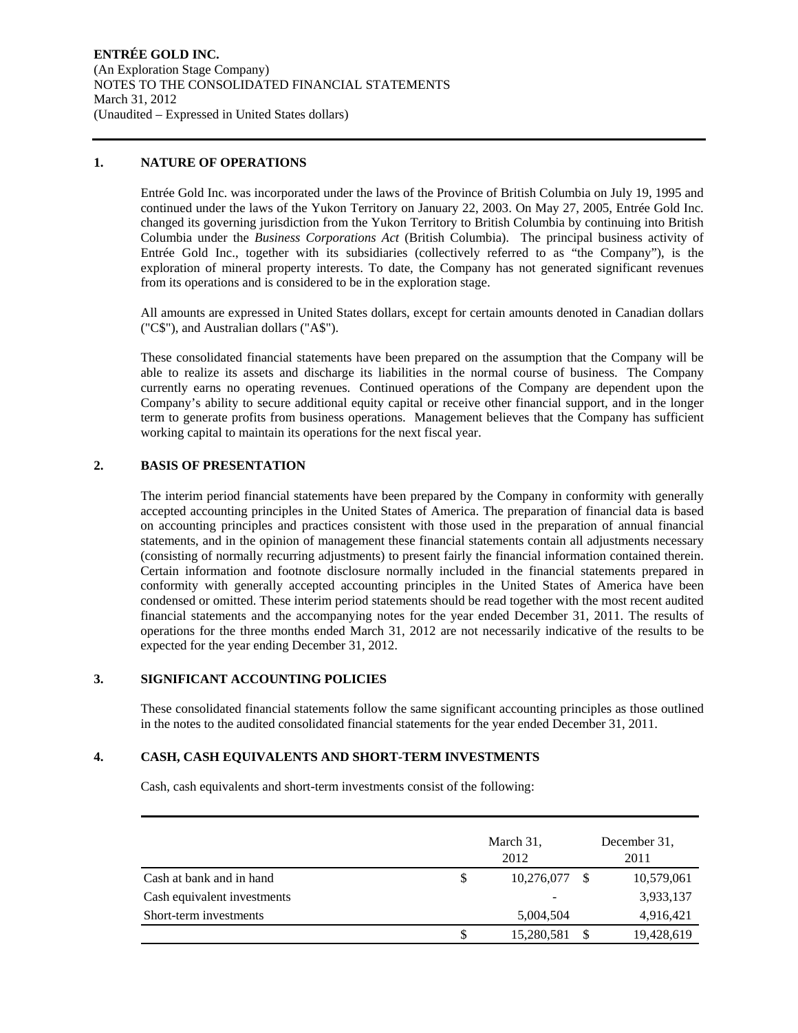## 1. NATURE OF OPERATIONS

Entrée Gold Inc. was incorporated under the laws of the Province of British Columbia on July 19, 1995 and continued under the laws of the Yukon Territory on January 22, 2003. On May 27, 2005, Entrée Gold Inc. changed its governing jurisdiction from the Yukon Territory to British Columbia by continuing into British Columbia under the *Business Corporations Act* (British Columbia). The principal business activity of Entrée Gold Inc., together with its subsidiaries (collectively referred to as "the Company"), is the exploration of mineral property interests. To date, the Company has not generated significant revenues from its operations and is considered to be in the exploration stage.

All amounts are expressed in United States dollars, except for certain amounts denoted in Canadian dollars ("C$"), and Australian dollars ("A$").

These consolidated financial statements have been prepared on the assumption that the Company will be able to realize its assets and discharge its liabilities in the normal course of business. The Company currently earns no operating revenues. Continued operations of the Company are dependent upon the Company's ability to secure additional equity capital or receive other financial support, and in the longer term to generate profits from business operations. Management believes that the Company has sufficient working capital to maintain its operations for the next fiscal year.

## 2. BASIS OF PRESENTATION

The interim period financial statements have been prepared by the Company in conformity with generally accepted accounting principles in the United States of America. The preparation of financial data is based on accounting principles and practices consistent with those used in the preparation of annual financial statements, and in the opinion of management these financial statements contain all adjustments necessary (consisting of normally recurring adjustments) to present fairly the financial information contained therein. Certain information and footnote disclosure normally included in the financial statements prepared in conformity with generally accepted accounting principles in the United States of America have been condensed or omitted. These interim period statements should be read together with the most recent audited financial statements and the accompanying notes for the year ended December 31, 2011. The results of operations for the three months ended March 31, 2012 are not necessarily indicative of the results to be expected for the year ending December 31, 2012.

## 3. SIGNIFICANT ACCOUNTING POLICIES

These consolidated financial statements follow the same significant accounting principles as those outlined in the notes to the audited consolidated financial statements for the year ended December 31, 2011.

## 4. CASH, CASH EQUIVALENTS AND SHORT-TERM INVESTMENTS

Cash, cash equivalents and short-term investments consist of the following:

| | March 31, 2012 | December 31, 2011 |
|---|---|---|
| Cash at bank and in hand | $ 10,276,077 | $ 10,579,061 |
| Cash equivalent investments | - | 3,933,137 |
| Short-term investments | 5,004,504 | 4,916,421 |
| | $ 15,280,581 | $ 19,428,619 |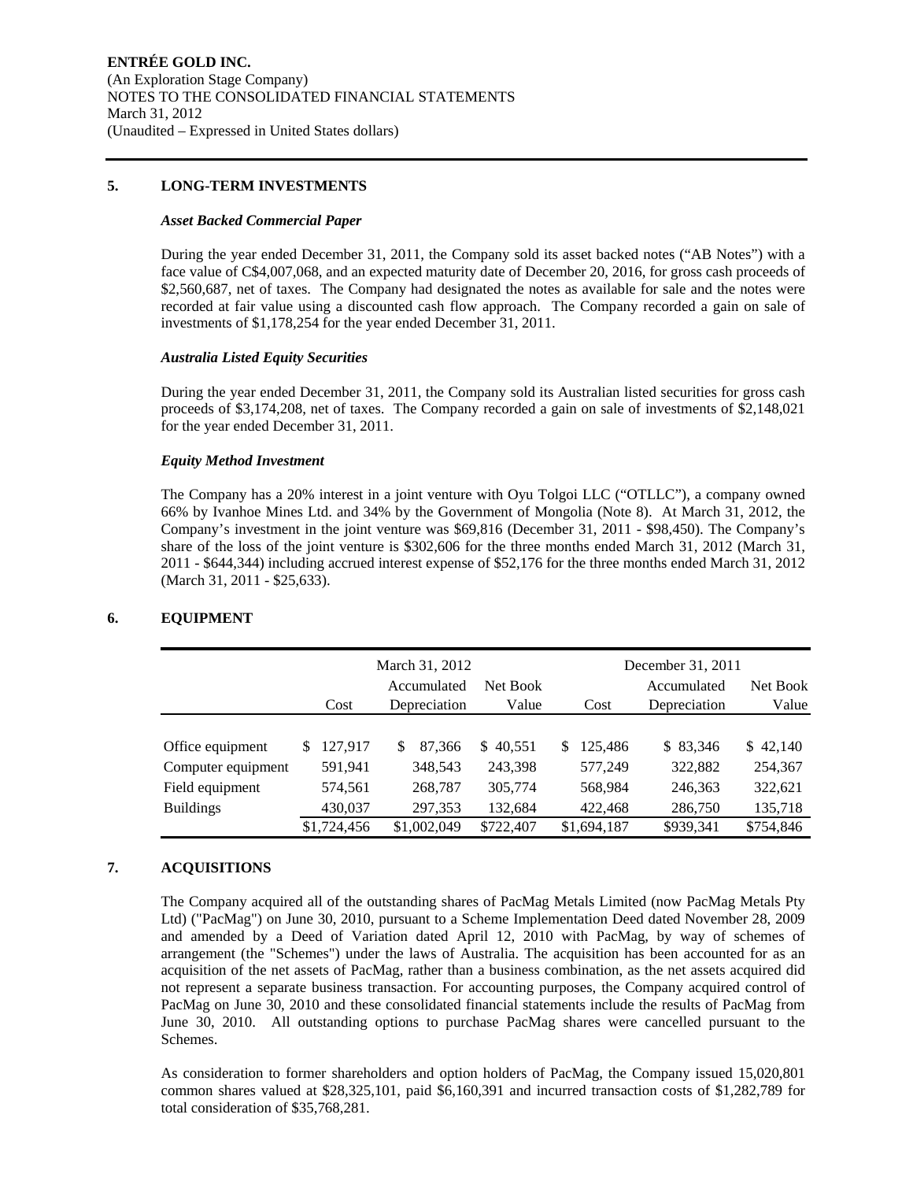ENTRÉE GOLD INC.
(An Exploration Stage Company)
NOTES TO THE CONSOLIDATED FINANCIAL STATEMENTS
March 31, 2012
(Unaudited – Expressed in United States dollars)

## 5. LONG-TERM INVESTMENTS

### *Asset Backed Commercial Paper*

During the year ended December 31, 2011, the Company sold its asset backed notes ("AB Notes") with a face value of C$4,007,068, and an expected maturity date of December 20, 2016, for gross cash proceeds of $2,560,687, net of taxes. The Company had designated the notes as available for sale and the notes were recorded at fair value using a discounted cash flow approach. The Company recorded a gain on sale of investments of $1,178,254 for the year ended December 31, 2011.

### *Australia Listed Equity Securities*

During the year ended December 31, 2011, the Company sold its Australian listed securities for gross cash proceeds of $3,174,208, net of taxes. The Company recorded a gain on sale of investments of $2,148,021 for the year ended December 31, 2011.

### *Equity Method Investment*

The Company has a 20% interest in a joint venture with Oyu Tolgoi LLC ("OTLLC"), a company owned 66% by Ivanhoe Mines Ltd. and 34% by the Government of Mongolia (Note 8). At March 31, 2012, the Company's investment in the joint venture was $69,816 (December 31, 2011 - $98,450). The Company's share of the loss of the joint venture is $302,606 for the three months ended March 31, 2012 (March 31, 2011 - $644,344) including accrued interest expense of $52,176 for the three months ended March 31, 2012 (March 31, 2011 - $25,633).

## 6. EQUIPMENT

| | March 31, 2012 | | | December 31, 2011 | | |
|---|---|---|---|---|---|---|
| | Cost | Accumulated Depreciation | Net Book Value | Cost | Accumulated Depreciation | Net Book Value |
| Office equipment | $ 127,917 | $ 87,366 | $ 40,551 | $ 125,486 | $ 83,346 | $ 42,140 |
| Computer equipment | 591,941 | 348,543 | 243,398 | 577,249 | 322,882 | 254,367 |
| Field equipment | 574,561 | 268,787 | 305,774 | 568,984 | 246,363 | 322,621 |
| Buildings | 430,037 | 297,353 | 132,684 | 422,468 | 286,750 | 135,718 |
| | $1,724,456 | $1,002,049 | $722,407 | $1,694,187 | $939,341 | $754,846 |

## 7. ACQUISITIONS

The Company acquired all of the outstanding shares of PacMag Metals Limited (now PacMag Metals Pty Ltd) ("PacMag") on June 30, 2010, pursuant to a Scheme Implementation Deed dated November 28, 2009 and amended by a Deed of Variation dated April 12, 2010 with PacMag, by way of schemes of arrangement (the "Schemes") under the laws of Australia. The acquisition has been accounted for as an acquisition of the net assets of PacMag, rather than a business combination, as the net assets acquired did not represent a separate business transaction. For accounting purposes, the Company acquired control of PacMag on June 30, 2010 and these consolidated financial statements include the results of PacMag from June 30, 2010. All outstanding options to purchase PacMag shares were cancelled pursuant to the Schemes.

As consideration to former shareholders and option holders of PacMag, the Company issued 15,020,801 common shares valued at $28,325,101, paid $6,160,391 and incurred transaction costs of $1,282,789 for total consideration of $35,768,281.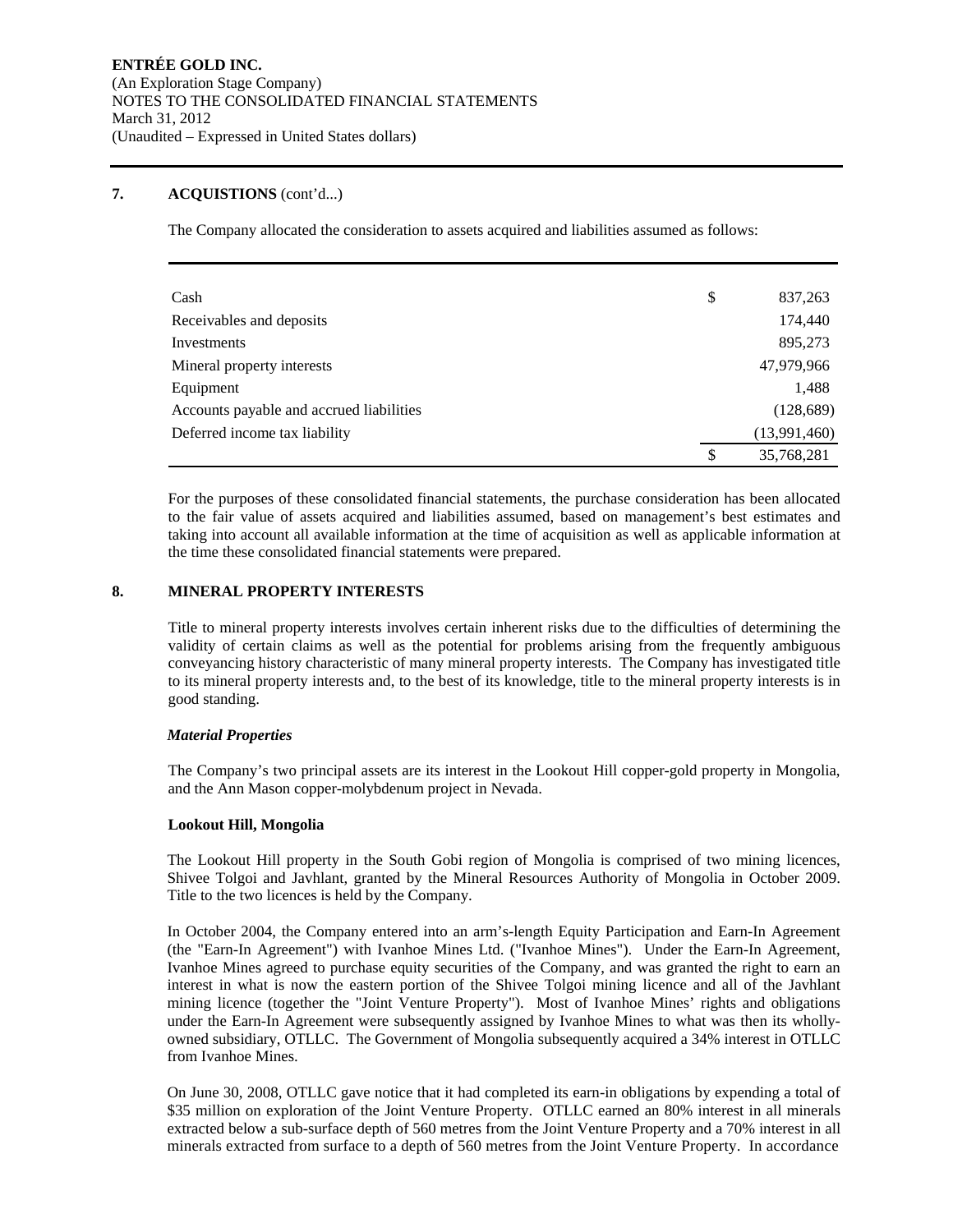## 7. ACQUISTIONS (cont'd...)

The Company allocated the consideration to assets acquired and liabilities assumed as follows:

| | | |
|---|---|---|
| Cash | $ | 837,263 |
| Receivables and deposits | | 174,440 |
| Investments | | 895,273 |
| Mineral property interests | | 47,979,966 |
| Equipment | | 1,488 |
| Accounts payable and accrued liabilities | | (128,689) |
| Deferred income tax liability | | (13,991,460) |
| | $ | 35,768,281 |

For the purposes of these consolidated financial statements, the purchase consideration has been allocated to the fair value of assets acquired and liabilities assumed, based on management's best estimates and taking into account all available information at the time of acquisition as well as applicable information at the time these consolidated financial statements were prepared.

## 8. MINERAL PROPERTY INTERESTS

Title to mineral property interests involves certain inherent risks due to the difficulties of determining the validity of certain claims as well as the potential for problems arising from the frequently ambiguous conveyancing history characteristic of many mineral property interests. The Company has investigated title to its mineral property interests and, to the best of its knowledge, title to the mineral property interests is in good standing.

### *Material Properties*

The Company's two principal assets are its interest in the Lookout Hill copper-gold property in Mongolia, and the Ann Mason copper-molybdenum project in Nevada.

#### Lookout Hill, Mongolia

The Lookout Hill property in the South Gobi region of Mongolia is comprised of two mining licences, Shivee Tolgoi and Javhlant, granted by the Mineral Resources Authority of Mongolia in October 2009. Title to the two licences is held by the Company.

In October 2004, the Company entered into an arm's-length Equity Participation and Earn-In Agreement (the "Earn-In Agreement") with Ivanhoe Mines Ltd. ("Ivanhoe Mines"). Under the Earn-In Agreement, Ivanhoe Mines agreed to purchase equity securities of the Company, and was granted the right to earn an interest in what is now the eastern portion of the Shivee Tolgoi mining licence and all of the Javhlant mining licence (together the "Joint Venture Property"). Most of Ivanhoe Mines' rights and obligations under the Earn-In Agreement were subsequently assigned by Ivanhoe Mines to what was then its wholly-owned subsidiary, OTLLC. The Government of Mongolia subsequently acquired a 34% interest in OTLLC from Ivanhoe Mines.

On June 30, 2008, OTLLC gave notice that it had completed its earn-in obligations by expending a total of \$35 million on exploration of the Joint Venture Property. OTLLC earned an 80% interest in all minerals extracted below a sub-surface depth of 560 metres from the Joint Venture Property and a 70% interest in all minerals extracted from surface to a depth of 560 metres from the Joint Venture Property. In accordance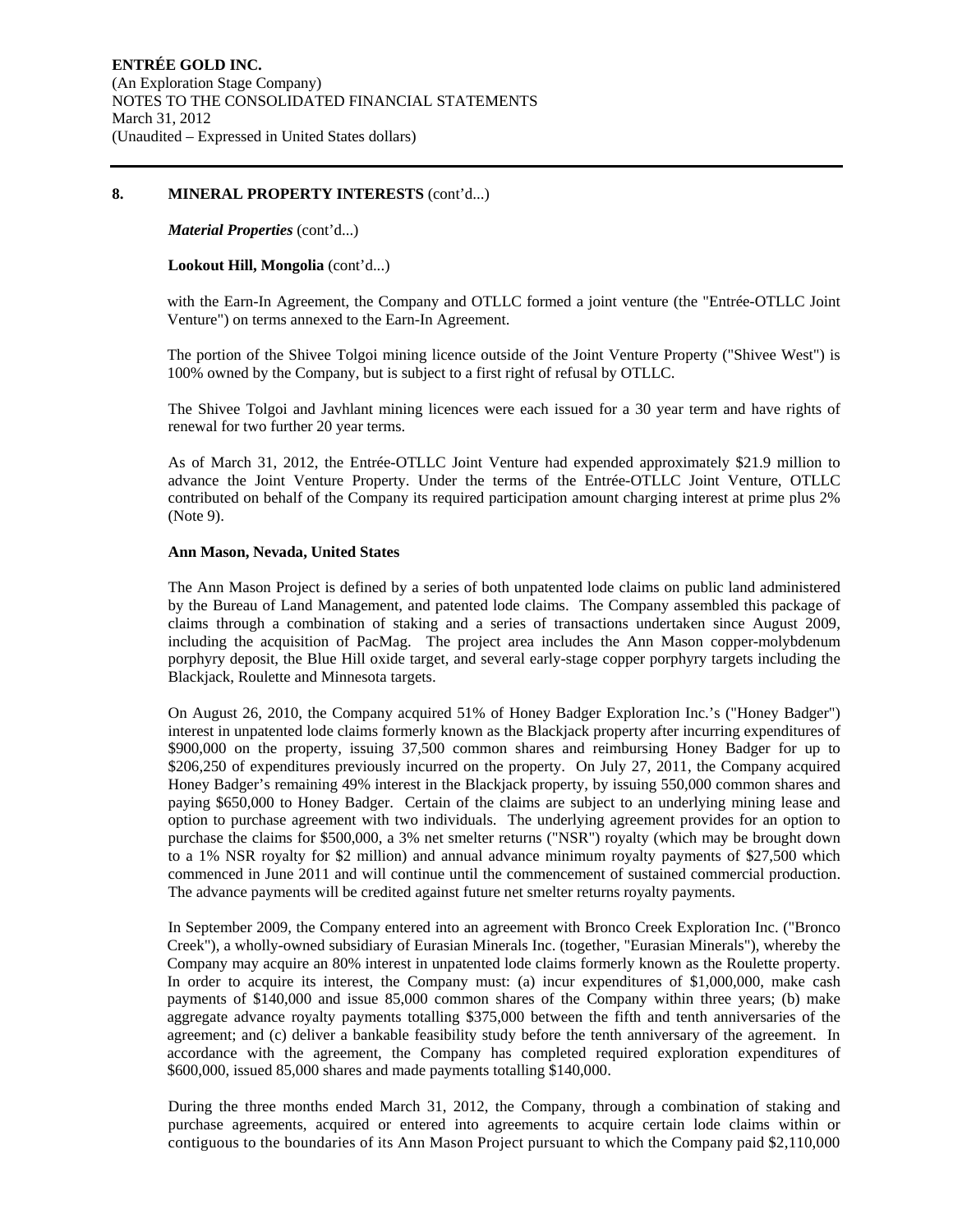## 8. MINERAL PROPERTY INTERESTS (cont'd...)

***Material Properties*** (cont'd...)

**Lookout Hill, Mongolia** (cont'd...)

with the Earn-In Agreement, the Company and OTLLC formed a joint venture (the "Entrée-OTLLC Joint Venture") on terms annexed to the Earn-In Agreement.

The portion of the Shivee Tolgoi mining licence outside of the Joint Venture Property ("Shivee West") is 100% owned by the Company, but is subject to a first right of refusal by OTLLC.

The Shivee Tolgoi and Javhlant mining licences were each issued for a 30 year term and have rights of renewal for two further 20 year terms.

As of March 31, 2012, the Entrée-OTLLC Joint Venture had expended approximately $21.9 million to advance the Joint Venture Property. Under the terms of the Entrée-OTLLC Joint Venture, OTLLC contributed on behalf of the Company its required participation amount charging interest at prime plus 2% (Note 9).

**Ann Mason, Nevada, United States**

The Ann Mason Project is defined by a series of both unpatented lode claims on public land administered by the Bureau of Land Management, and patented lode claims. The Company assembled this package of claims through a combination of staking and a series of transactions undertaken since August 2009, including the acquisition of PacMag. The project area includes the Ann Mason copper-molybdenum porphyry deposit, the Blue Hill oxide target, and several early-stage copper porphyry targets including the Blackjack, Roulette and Minnesota targets.

On August 26, 2010, the Company acquired 51% of Honey Badger Exploration Inc.'s ("Honey Badger") interest in unpatented lode claims formerly known as the Blackjack property after incurring expenditures of $900,000 on the property, issuing 37,500 common shares and reimbursing Honey Badger for up to $206,250 of expenditures previously incurred on the property. On July 27, 2011, the Company acquired Honey Badger's remaining 49% interest in the Blackjack property, by issuing 550,000 common shares and paying $650,000 to Honey Badger. Certain of the claims are subject to an underlying mining lease and option to purchase agreement with two individuals. The underlying agreement provides for an option to purchase the claims for $500,000, a 3% net smelter returns ("NSR") royalty (which may be brought down to a 1% NSR royalty for $2 million) and annual advance minimum royalty payments of $27,500 which commenced in June 2011 and will continue until the commencement of sustained commercial production. The advance payments will be credited against future net smelter returns royalty payments.

In September 2009, the Company entered into an agreement with Bronco Creek Exploration Inc. ("Bronco Creek"), a wholly-owned subsidiary of Eurasian Minerals Inc. (together, "Eurasian Minerals"), whereby the Company may acquire an 80% interest in unpatented lode claims formerly known as the Roulette property. In order to acquire its interest, the Company must: (a) incur expenditures of $1,000,000, make cash payments of $140,000 and issue 85,000 common shares of the Company within three years; (b) make aggregate advance royalty payments totalling $375,000 between the fifth and tenth anniversaries of the agreement; and (c) deliver a bankable feasibility study before the tenth anniversary of the agreement. In accordance with the agreement, the Company has completed required exploration expenditures of $600,000, issued 85,000 shares and made payments totalling $140,000.

During the three months ended March 31, 2012, the Company, through a combination of staking and purchase agreements, acquired or entered into agreements to acquire certain lode claims within or contiguous to the boundaries of its Ann Mason Project pursuant to which the Company paid $2,110,000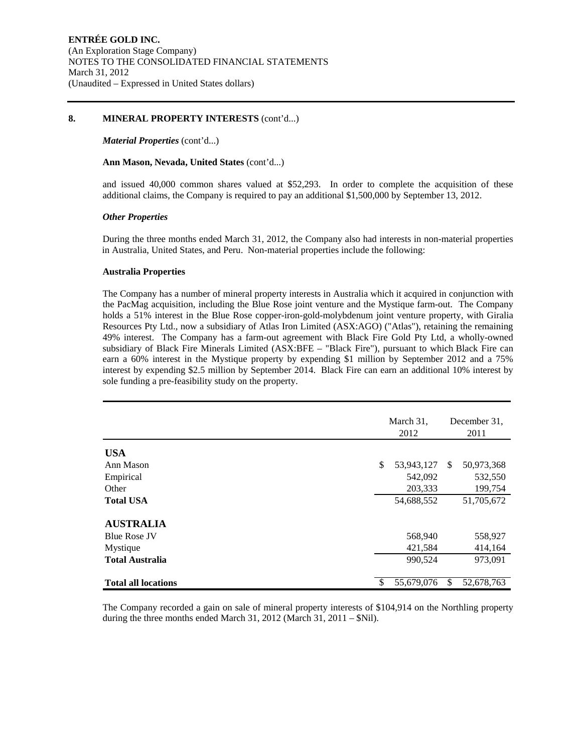## 8. MINERAL PROPERTY INTERESTS (cont'd...)

***Material Properties*** (cont'd...)

**Ann Mason, Nevada, United States** (cont'd...)

and issued 40,000 common shares valued at $52,293. In order to complete the acquisition of these additional claims, the Company is required to pay an additional $1,500,000 by September 13, 2012.

***Other Properties***

During the three months ended March 31, 2012, the Company also had interests in non-material properties in Australia, United States, and Peru. Non-material properties include the following:

**Australia Properties**

The Company has a number of mineral property interests in Australia which it acquired in conjunction with the PacMag acquisition, including the Blue Rose joint venture and the Mystique farm-out. The Company holds a 51% interest in the Blue Rose copper-iron-gold-molybdenum joint venture property, with Giralia Resources Pty Ltd., now a subsidiary of Atlas Iron Limited (ASX:AGO) ("Atlas"), retaining the remaining 49% interest. The Company has a farm-out agreement with Black Fire Gold Pty Ltd, a wholly-owned subsidiary of Black Fire Minerals Limited (ASX:BFE – "Black Fire"), pursuant to which Black Fire can earn a 60% interest in the Mystique property by expending $1 million by September 2012 and a 75% interest by expending $2.5 million by September 2014. Black Fire can earn an additional 10% interest by sole funding a pre-feasibility study on the property.

| | March 31, 2012 | December 31, 2011 |
|---|---|---|
| **USA** | | |
| Ann Mason | $ 53,943,127 | $ 50,973,368 |
| Empirical | 542,092 | 532,550 |
| Other | 203,333 | 199,754 |
| **Total USA** | 54,688,552 | 51,705,672 |
| **AUSTRALIA** | | |
| Blue Rose JV | 568,940 | 558,927 |
| Mystique | 421,584 | 414,164 |
| **Total Australia** | 990,524 | 973,091 |
| **Total all locations** | $ 55,679,076 | $ 52,678,763 |

The Company recorded a gain on sale of mineral property interests of $104,914 on the Northling property during the three months ended March 31, 2012 (March 31, 2011 – $Nil).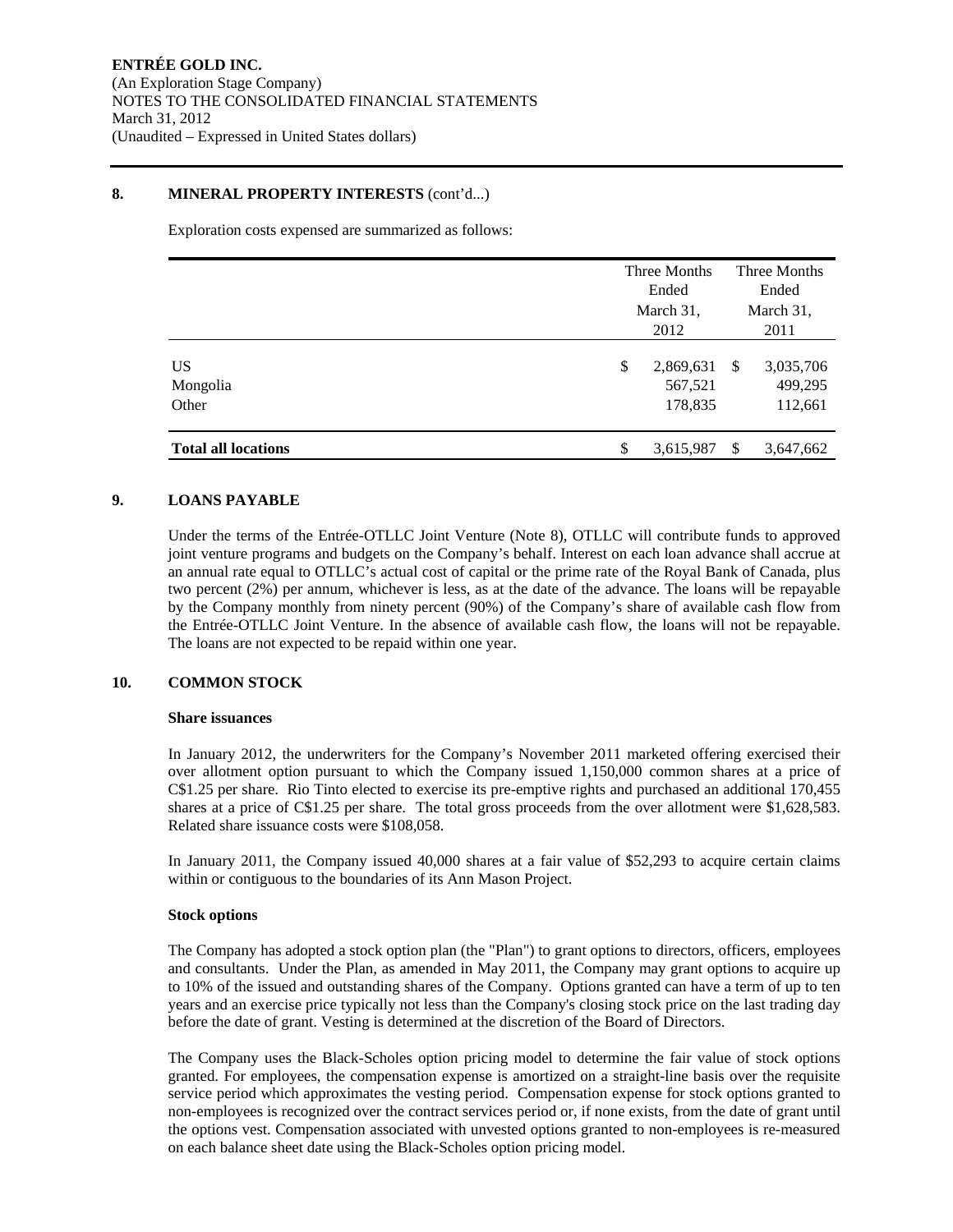## 8. MINERAL PROPERTY INTERESTS (cont'd...)

Exploration costs expensed are summarized as follows:

| | Three Months Ended March 31, 2012 | Three Months Ended March 31, 2011 |
|---|---|---|
| US | $ 2,869,631 | $ 3,035,706 |
| Mongolia | 567,521 | 499,295 |
| Other | 178,835 | 112,661 |
| **Total all locations** | $ 3,615,987 | $ 3,647,662 |

## 9. LOANS PAYABLE

Under the terms of the Entrée-OTLLC Joint Venture (Note 8), OTLLC will contribute funds to approved joint venture programs and budgets on the Company's behalf. Interest on each loan advance shall accrue at an annual rate equal to OTLLC's actual cost of capital or the prime rate of the Royal Bank of Canada, plus two percent (2%) per annum, whichever is less, as at the date of the advance. The loans will be repayable by the Company monthly from ninety percent (90%) of the Company's share of available cash flow from the Entrée-OTLLC Joint Venture. In the absence of available cash flow, the loans will not be repayable. The loans are not expected to be repaid within one year.

## 10. COMMON STOCK

### Share issuances

In January 2012, the underwriters for the Company's November 2011 marketed offering exercised their over allotment option pursuant to which the Company issued 1,150,000 common shares at a price of C$1.25 per share. Rio Tinto elected to exercise its pre-emptive rights and purchased an additional 170,455 shares at a price of C$1.25 per share. The total gross proceeds from the over allotment were $1,628,583. Related share issuance costs were $108,058.

In January 2011, the Company issued 40,000 shares at a fair value of $52,293 to acquire certain claims within or contiguous to the boundaries of its Ann Mason Project.

### Stock options

The Company has adopted a stock option plan (the "Plan") to grant options to directors, officers, employees and consultants. Under the Plan, as amended in May 2011, the Company may grant options to acquire up to 10% of the issued and outstanding shares of the Company. Options granted can have a term of up to ten years and an exercise price typically not less than the Company's closing stock price on the last trading day before the date of grant. Vesting is determined at the discretion of the Board of Directors.

The Company uses the Black-Scholes option pricing model to determine the fair value of stock options granted. For employees, the compensation expense is amortized on a straight-line basis over the requisite service period which approximates the vesting period. Compensation expense for stock options granted to non-employees is recognized over the contract services period or, if none exists, from the date of grant until the options vest. Compensation associated with unvested options granted to non-employees is re-measured on each balance sheet date using the Black-Scholes option pricing model.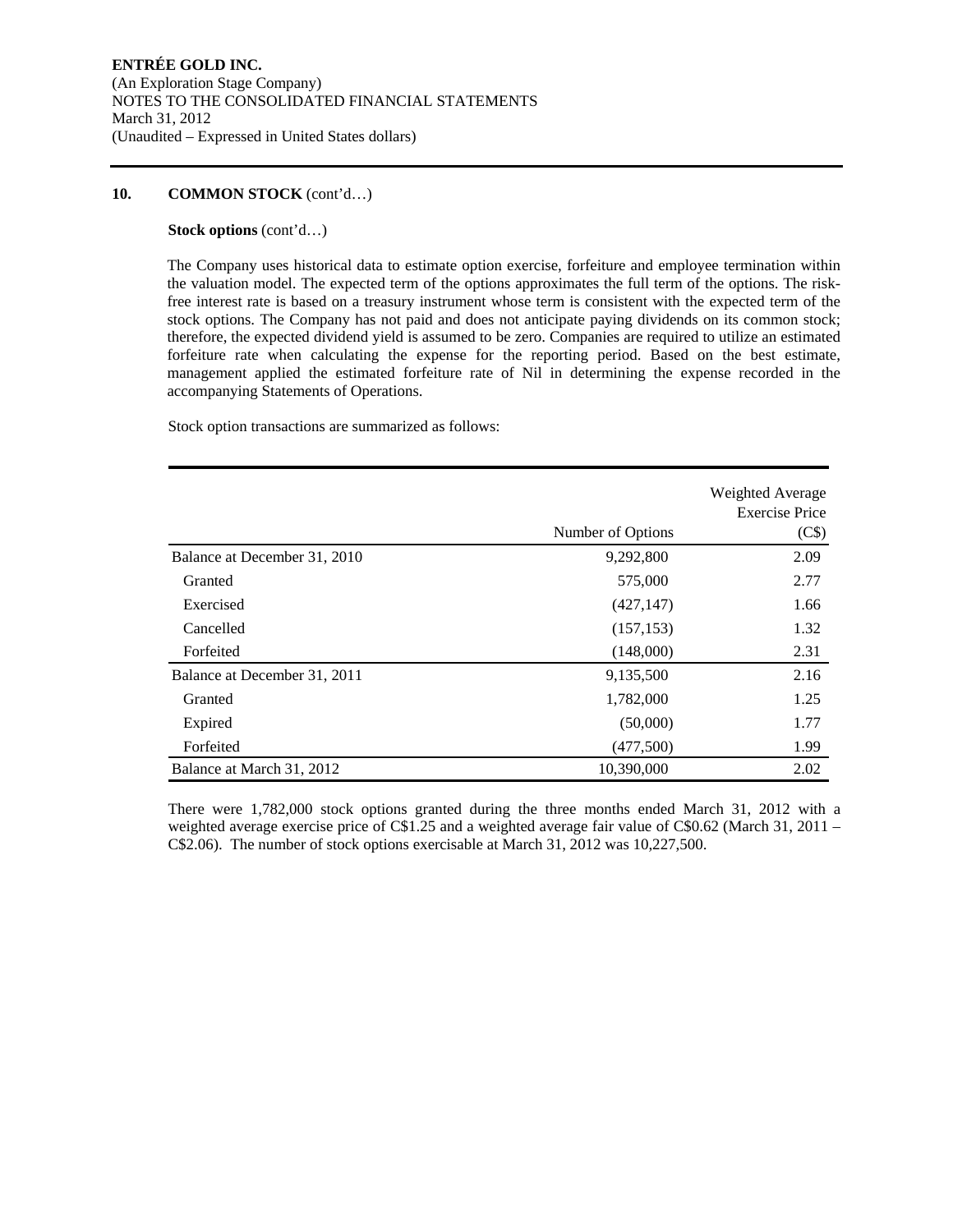## 10. COMMON STOCK (cont'd…)

**Stock options** (cont'd…)

The Company uses historical data to estimate option exercise, forfeiture and employee termination within the valuation model. The expected term of the options approximates the full term of the options. The risk-free interest rate is based on a treasury instrument whose term is consistent with the expected term of the stock options. The Company has not paid and does not anticipate paying dividends on its common stock; therefore, the expected dividend yield is assumed to be zero. Companies are required to utilize an estimated forfeiture rate when calculating the expense for the reporting period. Based on the best estimate, management applied the estimated forfeiture rate of Nil in determining the expense recorded in the accompanying Statements of Operations.

Stock option transactions are summarized as follows:

| | Number of Options | Weighted Average Exercise Price (C$) |
|---|---|---|
| Balance at December 31, 2010 | 9,292,800 | 2.09 |
| Granted | 575,000 | 2.77 |
| Exercised | (427,147) | 1.66 |
| Cancelled | (157,153) | 1.32 |
| Forfeited | (148,000) | 2.31 |
| Balance at December 31, 2011 | 9,135,500 | 2.16 |
| Granted | 1,782,000 | 1.25 |
| Expired | (50,000) | 1.77 |
| Forfeited | (477,500) | 1.99 |
| Balance at March 31, 2012 | 10,390,000 | 2.02 |

There were 1,782,000 stock options granted during the three months ended March 31, 2012 with a weighted average exercise price of C$1.25 and a weighted average fair value of C$0.62 (March 31, 2011 – C$2.06). The number of stock options exercisable at March 31, 2012 was 10,227,500.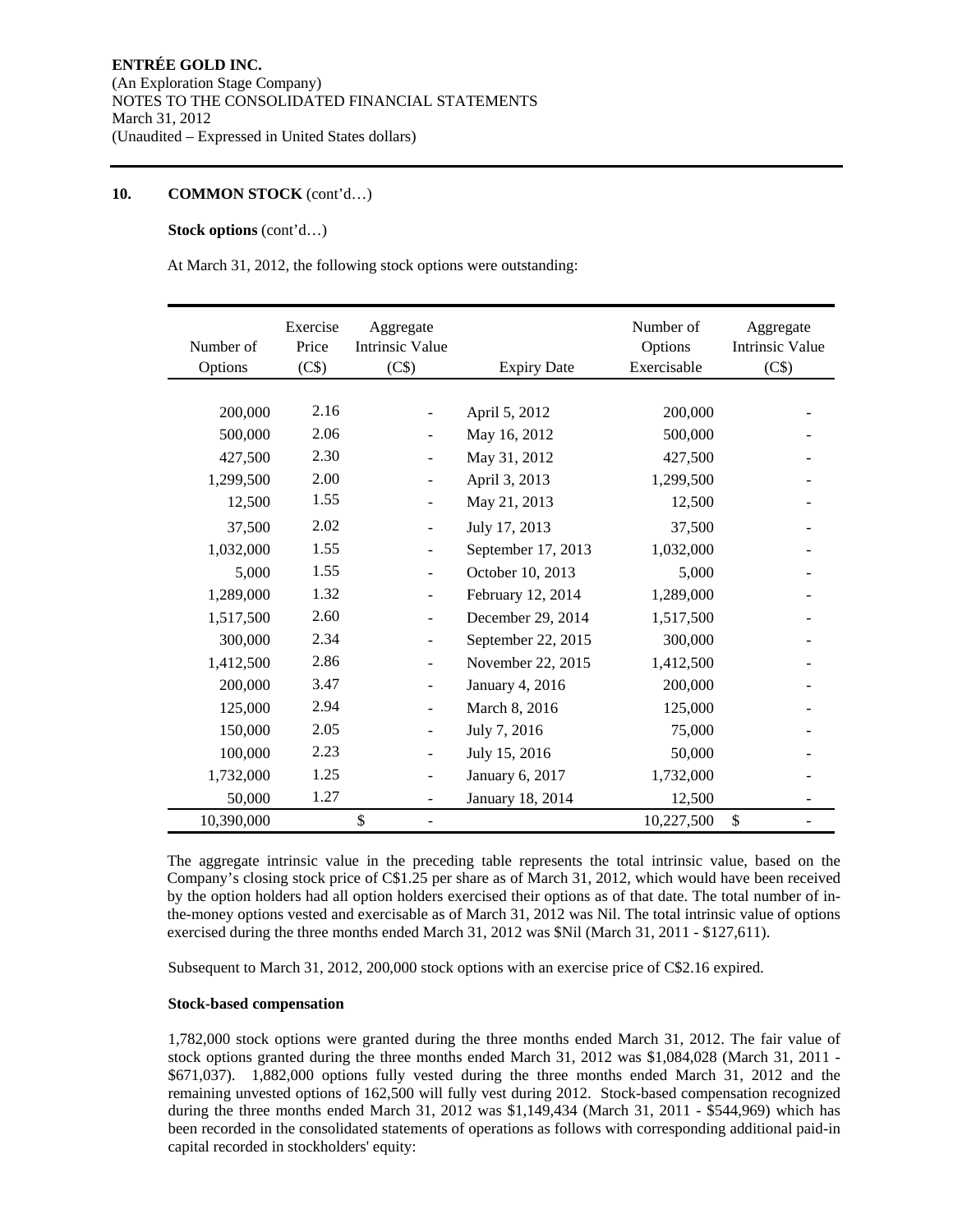**ENTRÉE GOLD INC.**
(An Exploration Stage Company)
NOTES TO THE CONSOLIDATED FINANCIAL STATEMENTS
March 31, 2012
(Unaudited – Expressed in United States dollars)

## 10. COMMON STOCK (cont'd…)

**Stock options** (cont'd…)

At March 31, 2012, the following stock options were outstanding:

| Number of Options | Exercise Price (C$) | Aggregate Intrinsic Value (C$) | Expiry Date | Number of Options Exercisable | Aggregate Intrinsic Value (C$) |
|---|---|---|---|---|---|
| 200,000 | 2.16 | - | April 5, 2012 | 200,000 | - |
| 500,000 | 2.06 | - | May 16, 2012 | 500,000 | - |
| 427,500 | 2.30 | - | May 31, 2012 | 427,500 | - |
| 1,299,500 | 2.00 | - | April 3, 2013 | 1,299,500 | - |
| 12,500 | 1.55 | - | May 21, 2013 | 12,500 | - |
| 37,500 | 2.02 | - | July 17, 2013 | 37,500 | - |
| 1,032,000 | 1.55 | - | September 17, 2013 | 1,032,000 | - |
| 5,000 | 1.55 | - | October 10, 2013 | 5,000 | - |
| 1,289,000 | 1.32 | - | February 12, 2014 | 1,289,000 | - |
| 1,517,500 | 2.60 | - | December 29, 2014 | 1,517,500 | - |
| 300,000 | 2.34 | - | September 22, 2015 | 300,000 | - |
| 1,412,500 | 2.86 | - | November 22, 2015 | 1,412,500 | - |
| 200,000 | 3.47 | - | January 4, 2016 | 200,000 | - |
| 125,000 | 2.94 | - | March 8, 2016 | 125,000 | - |
| 150,000 | 2.05 | - | July 7, 2016 | 75,000 | - |
| 100,000 | 2.23 | - | July 15, 2016 | 50,000 | - |
| 1,732,000 | 1.25 | - | January 6, 2017 | 1,732,000 | - |
| 50,000 | 1.27 | - | January 18, 2014 | 12,500 | - |
| 10,390,000 | | $ - | | 10,227,500 | $ - |

The aggregate intrinsic value in the preceding table represents the total intrinsic value, based on the Company's closing stock price of C$1.25 per share as of March 31, 2012, which would have been received by the option holders had all option holders exercised their options as of that date. The total number of in-the-money options vested and exercisable as of March 31, 2012 was Nil. The total intrinsic value of options exercised during the three months ended March 31, 2012 was $Nil (March 31, 2011 - $127,611).

Subsequent to March 31, 2012, 200,000 stock options with an exercise price of C$2.16 expired.

**Stock-based compensation**

1,782,000 stock options were granted during the three months ended March 31, 2012. The fair value of stock options granted during the three months ended March 31, 2012 was $1,084,028 (March 31, 2011 - $671,037). 1,882,000 options fully vested during the three months ended March 31, 2012 and the remaining unvested options of 162,500 will fully vest during 2012. Stock-based compensation recognized during the three months ended March 31, 2012 was $1,149,434 (March 31, 2011 - $544,969) which has been recorded in the consolidated statements of operations as follows with corresponding additional paid-in capital recorded in stockholders' equity: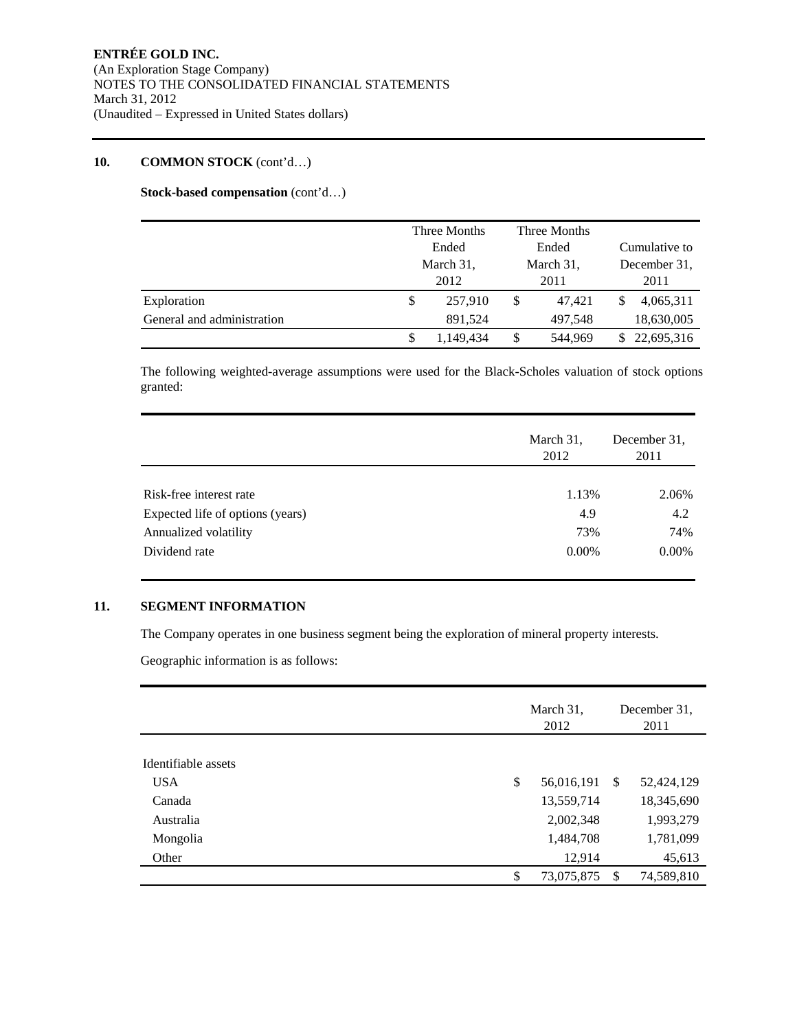## 10. COMMON STOCK (cont'd…)

**Stock-based compensation** (cont'd…)

| | Three Months Ended March 31, 2012 | Three Months Ended March 31, 2011 | Cumulative to December 31, 2011 |
|---|---|---|---|
| Exploration | $ 257,910 | $ 47,421 | $ 4,065,311 |
| General and administration | 891,524 | 497,548 | 18,630,005 |
| | $ 1,149,434 | $ 544,969 | $ 22,695,316 |

The following weighted-average assumptions were used for the Black-Scholes valuation of stock options granted:

| | March 31, 2012 | December 31, 2011 |
|---|---|---|
| Risk-free interest rate | 1.13% | 2.06% |
| Expected life of options (years) | 4.9 | 4.2 |
| Annualized volatility | 73% | 74% |
| Dividend rate | 0.00% | 0.00% |

## 11. SEGMENT INFORMATION

The Company operates in one business segment being the exploration of mineral property interests.

Geographic information is as follows:

| | March 31, 2012 | December 31, 2011 |
|---|---|---|
| Identifiable assets | | |
| USA | $ 56,016,191 | $ 52,424,129 |
| Canada | 13,559,714 | 18,345,690 |
| Australia | 2,002,348 | 1,993,279 |
| Mongolia | 1,484,708 | 1,781,099 |
| Other | 12,914 | 45,613 |
| | $ 73,075,875 | $ 74,589,810 |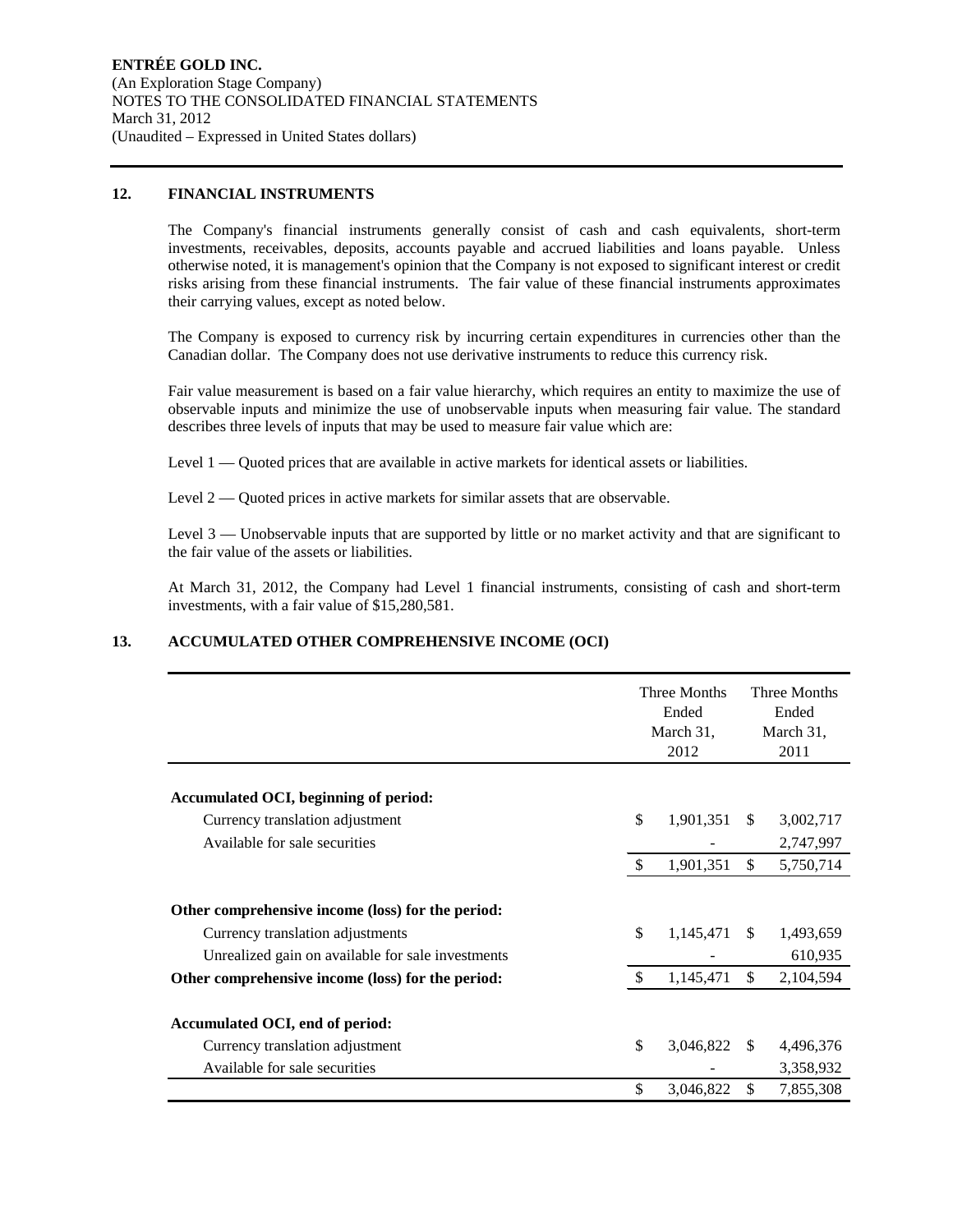ENTRÉE GOLD INC.
(An Exploration Stage Company)
NOTES TO THE CONSOLIDATED FINANCIAL STATEMENTS
March 31, 2012
(Unaudited – Expressed in United States dollars)

## 12. FINANCIAL INSTRUMENTS

The Company's financial instruments generally consist of cash and cash equivalents, short-term investments, receivables, deposits, accounts payable and accrued liabilities and loans payable. Unless otherwise noted, it is management's opinion that the Company is not exposed to significant interest or credit risks arising from these financial instruments. The fair value of these financial instruments approximates their carrying values, except as noted below.

The Company is exposed to currency risk by incurring certain expenditures in currencies other than the Canadian dollar. The Company does not use derivative instruments to reduce this currency risk.

Fair value measurement is based on a fair value hierarchy, which requires an entity to maximize the use of observable inputs and minimize the use of unobservable inputs when measuring fair value. The standard describes three levels of inputs that may be used to measure fair value which are:

Level 1 — Quoted prices that are available in active markets for identical assets or liabilities.

Level 2 — Quoted prices in active markets for similar assets that are observable.

Level 3 — Unobservable inputs that are supported by little or no market activity and that are significant to the fair value of the assets or liabilities.

At March 31, 2012, the Company had Level 1 financial instruments, consisting of cash and short-term investments, with a fair value of $15,280,581.

## 13. ACCUMULATED OTHER COMPREHENSIVE INCOME (OCI)

| | Three Months Ended March 31, 2012 | Three Months Ended March 31, 2011 |
|---|---|---|
| **Accumulated OCI, beginning of period:** | | |
| Currency translation adjustment | $ 1,901,351 | $ 3,002,717 |
| Available for sale securities | - | 2,747,997 |
| | $ 1,901,351 | $ 5,750,714 |
| **Other comprehensive income (loss) for the period:** | | |
| Currency translation adjustments | $ 1,145,471 | $ 1,493,659 |
| Unrealized gain on available for sale investments | - | 610,935 |
| **Other comprehensive income (loss) for the period:** | $ 1,145,471 | $ 2,104,594 |
| **Accumulated OCI, end of period:** | | |
| Currency translation adjustment | $ 3,046,822 | $ 4,496,376 |
| Available for sale securities | - | 3,358,932 |
| | $ 3,046,822 | $ 7,855,308 |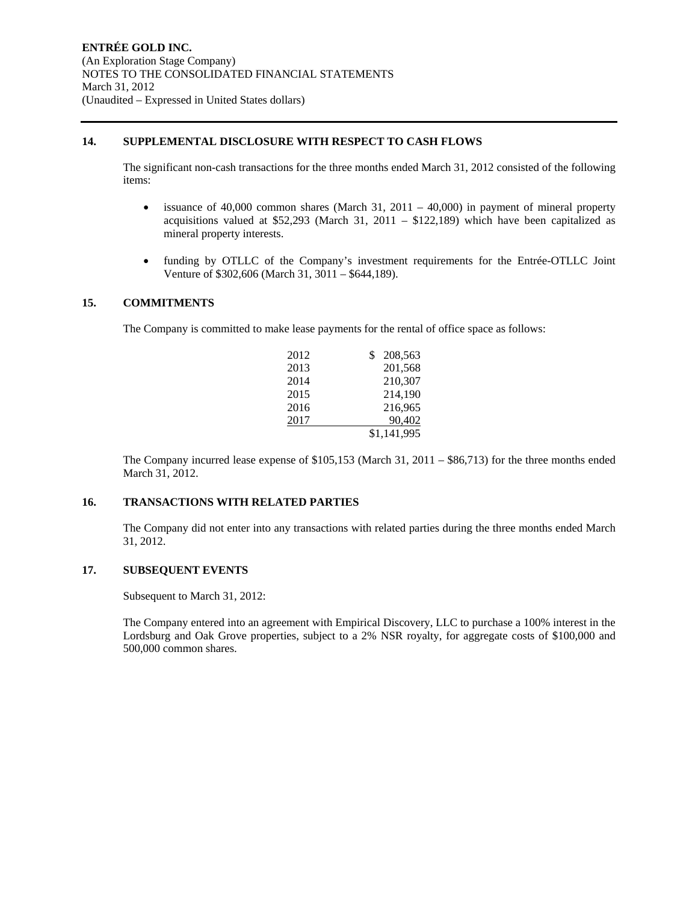**ENTRÉE GOLD INC.**
(An Exploration Stage Company)
NOTES TO THE CONSOLIDATED FINANCIAL STATEMENTS
March 31, 2012
(Unaudited – Expressed in United States dollars)

## 14. SUPPLEMENTAL DISCLOSURE WITH RESPECT TO CASH FLOWS

The significant non-cash transactions for the three months ended March 31, 2012 consisted of the following items:

- issuance of 40,000 common shares (March 31, 2011 – 40,000) in payment of mineral property acquisitions valued at $52,293 (March 31, 2011 – $122,189) which have been capitalized as mineral property interests.
- funding by OTLLC of the Company's investment requirements for the Entrée-OTLLC Joint Venture of $302,606 (March 31, 3011 – $644,189).

## 15. COMMITMENTS

The Company is committed to make lease payments for the rental of office space as follows:

| | |
|---|---|
| 2012 | $ 208,563 |
| 2013 | 201,568 |
| 2014 | 210,307 |
| 2015 | 214,190 |
| 2016 | 216,965 |
| 2017 | 90,402 |
| | $1,141,995 |

The Company incurred lease expense of $105,153 (March 31, 2011 – $86,713) for the three months ended March 31, 2012.

## 16. TRANSACTIONS WITH RELATED PARTIES

The Company did not enter into any transactions with related parties during the three months ended March 31, 2012.

## 17. SUBSEQUENT EVENTS

Subsequent to March 31, 2012:

The Company entered into an agreement with Empirical Discovery, LLC to purchase a 100% interest in the Lordsburg and Oak Grove properties, subject to a 2% NSR royalty, for aggregate costs of $100,000 and 500,000 common shares.